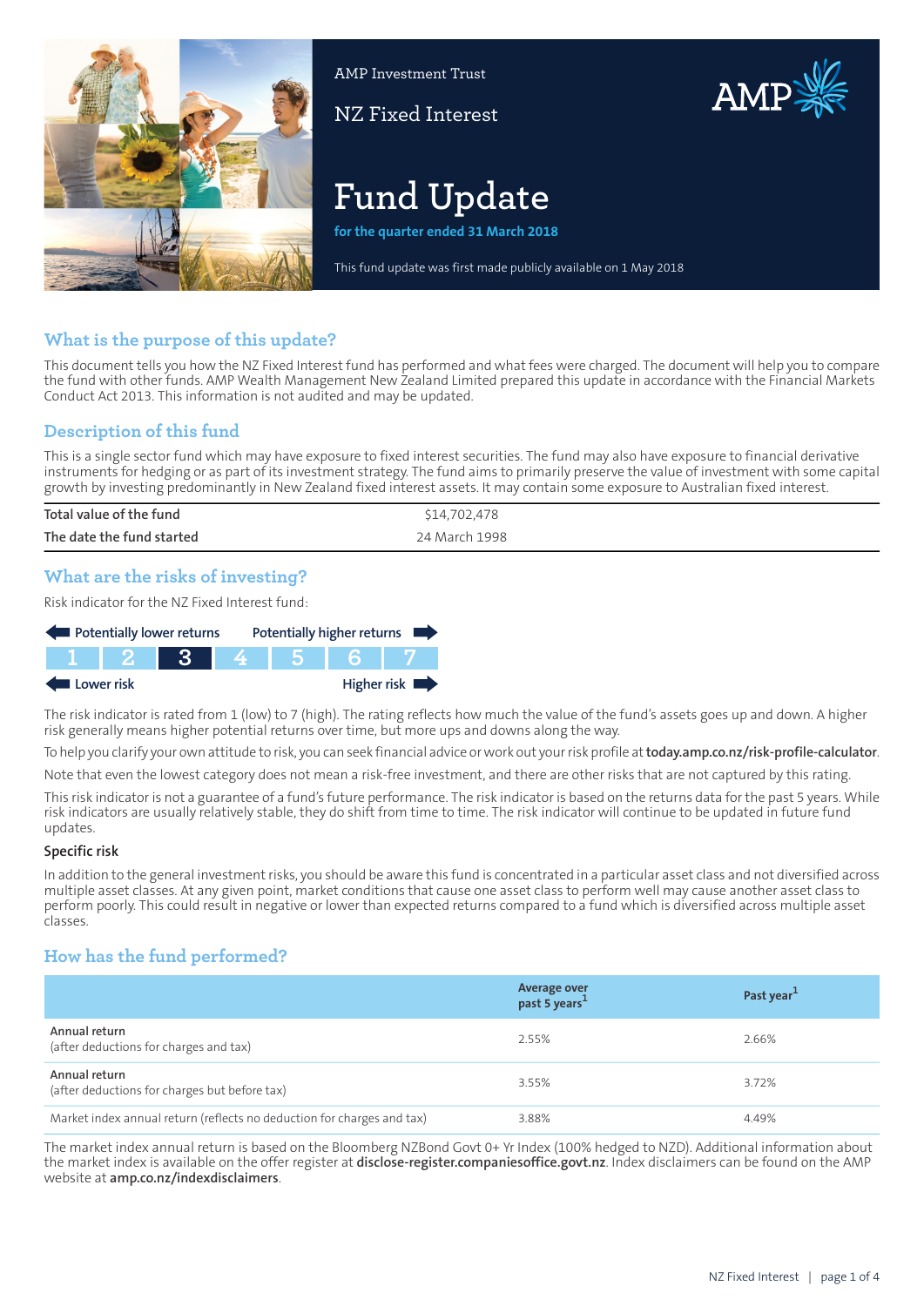AMP Investment Trust

NZ Fixed Interest

# Fund Update

**for the quarter ended 31 March 2018**

This fund update was first made publicly available on 1 May 2018

## What is the purpose of this update?

This document tells you how the NZ Fixed Interest fund has performed and what fees were charged. The document will help you to compare the fund with other funds. AMP Wealth Management New Zealand Limited prepared this update in accordance with the Financial Markets Conduct Act 2013. This information is not audited and may be updated.

## Description of this fund

This is a single sector fund which may have exposure to fixed interest securities. The fund may also have exposure to financial derivative instruments for hedging or as part of its investment strategy. The fund aims to primarily preserve the value of investment with some capital growth by investing predominantly in New Zealand fixed interest assets. It may contain some exposure to Australian fixed interest.

| | |
|---|---|
| Total value of the fund | $14,702,478 |
| The date the fund started | 24 March 1998 |

## What are the risks of investing?

Risk indicator for the NZ Fixed Interest fund:

Potentially lower returns ← → Potentially higher returns

| 1 | 2 | **3** | 4 | 5 | 6 | 7 |
|---|---|---|---|---|---|---|

Lower risk ← → Higher risk

The risk indicator is rated from 1 (low) to 7 (high). The rating reflects how much the value of the fund's assets goes up and down. A higher risk generally means higher potential returns over time, but more ups and downs along the way.

To help you clarify your own attitude to risk, you can seek financial advice or work out your risk profile at **today.amp.co.nz/risk-profile-calculator**.

Note that even the lowest category does not mean a risk-free investment, and there are other risks that are not captured by this rating.

This risk indicator is not a guarantee of a fund's future performance. The risk indicator is based on the returns data for the past 5 years. While risk indicators are usually relatively stable, they do shift from time to time. The risk indicator will continue to be updated in future fund updates.

### Specific risk

In addition to the general investment risks, you should be aware this fund is concentrated in a particular asset class and not diversified across multiple asset classes. At any given point, market conditions that cause one asset class to perform well may cause another asset class to perform poorly. This could result in negative or lower than expected returns compared to a fund which is diversified across multiple asset classes.

## How has the fund performed?

| | Average over past 5 years[1] | Past year[1] |
|---|---|---|
| **Annual return** (after deductions for charges and tax) | 2.55% | 2.66% |
| **Annual return** (after deductions for charges but before tax) | 3.55% | 3.72% |
| Market index annual return (reflects no deduction for charges and tax) | 3.88% | 4.49% |

The market index annual return is based on the Bloomberg NZBond Govt 0+ Yr Index (100% hedged to NZD). Additional information about the market index is available on the offer register at **disclose-register.companiesoffice.govt.nz**. Index disclaimers can be found on the AMP website at **amp.co.nz/indexdisclaimers**.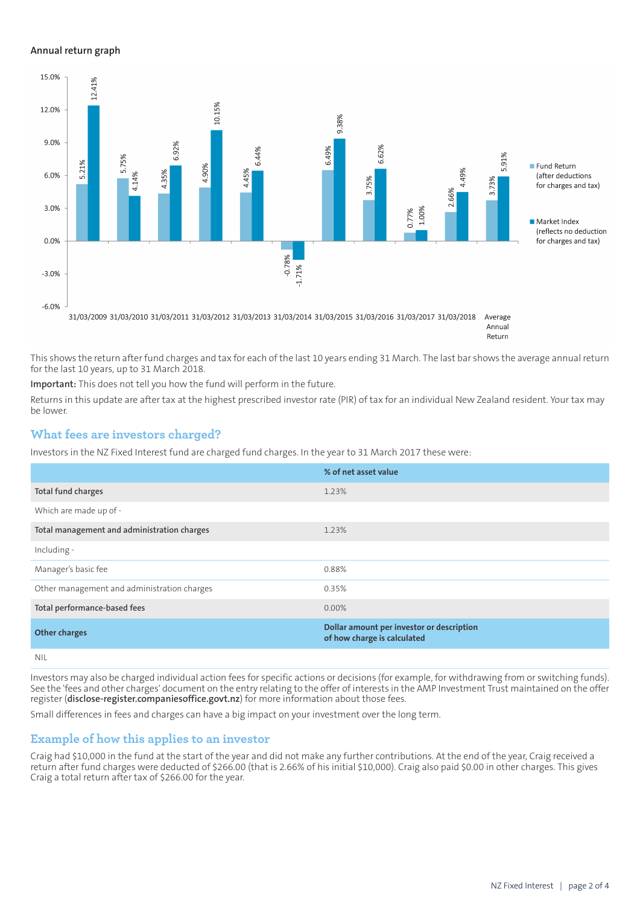### Annual return graph

| Year | Fund Return (after deductions for charges and tax) | Market Index (reflects no deduction for charges and tax) |
|---|---|---|
| 31/03/2009 | 5.21% | 12.41% |
| 31/03/2010 | 5.75% | 4.14% |
| 31/03/2011 | 4.35% | 6.92% |
| 31/03/2012 | 4.90% | 10.15% |
| 31/03/2013 | 4.45% | 6.44% |
| 31/03/2014 | -0.78% | -1.71% |
| 31/03/2015 | 6.49% | 9.38% |
| 31/03/2016 | 3.75% | 6.62% |
| 31/03/2017 | 0.77% | 1.00% |
| 31/03/2018 | 2.66% | 4.49% |
| Average Annual Return | 3.73% | 5.91% |

This shows the return after fund charges and tax for each of the last 10 years ending 31 March. The last bar shows the average annual return for the last 10 years, up to 31 March 2018.

**Important:** This does not tell you how the fund will perform in the future.

Returns in this update are after tax at the highest prescribed investor rate (PIR) of tax for an individual New Zealand resident. Your tax may be lower.

## What fees are investors charged?

Investors in the NZ Fixed Interest fund are charged fund charges. In the year to 31 March 2017 these were:

| | % of net asset value |
|---|---|
| **Total fund charges** | 1.23% |
| Which are made up of - | |
| **Total management and administration charges** | 1.23% |
| Including - | |
| Manager's basic fee | 0.88% |
| Other management and administration charges | 0.35% |
| **Total performance-based fees** | 0.00% |
| **Other charges** | **Dollar amount per investor or description of how charge is calculated** |
| NIL | |

Investors may also be charged individual action fees for specific actions or decisions (for example, for withdrawing from or switching funds). See the 'fees and other charges' document on the entry relating to the offer of interests in the AMP Investment Trust maintained on the offer register (**disclose-register.companiesoffice.govt.nz**) for more information about those fees.

Small differences in fees and charges can have a big impact on your investment over the long term.

## Example of how this applies to an investor

Craig had $10,000 in the fund at the start of the year and did not make any further contributions. At the end of the year, Craig received a return after fund charges were deducted of $266.00 (that is 2.66% of his initial $10,000). Craig also paid $0.00 in other charges. This gives Craig a total return after tax of $266.00 for the year.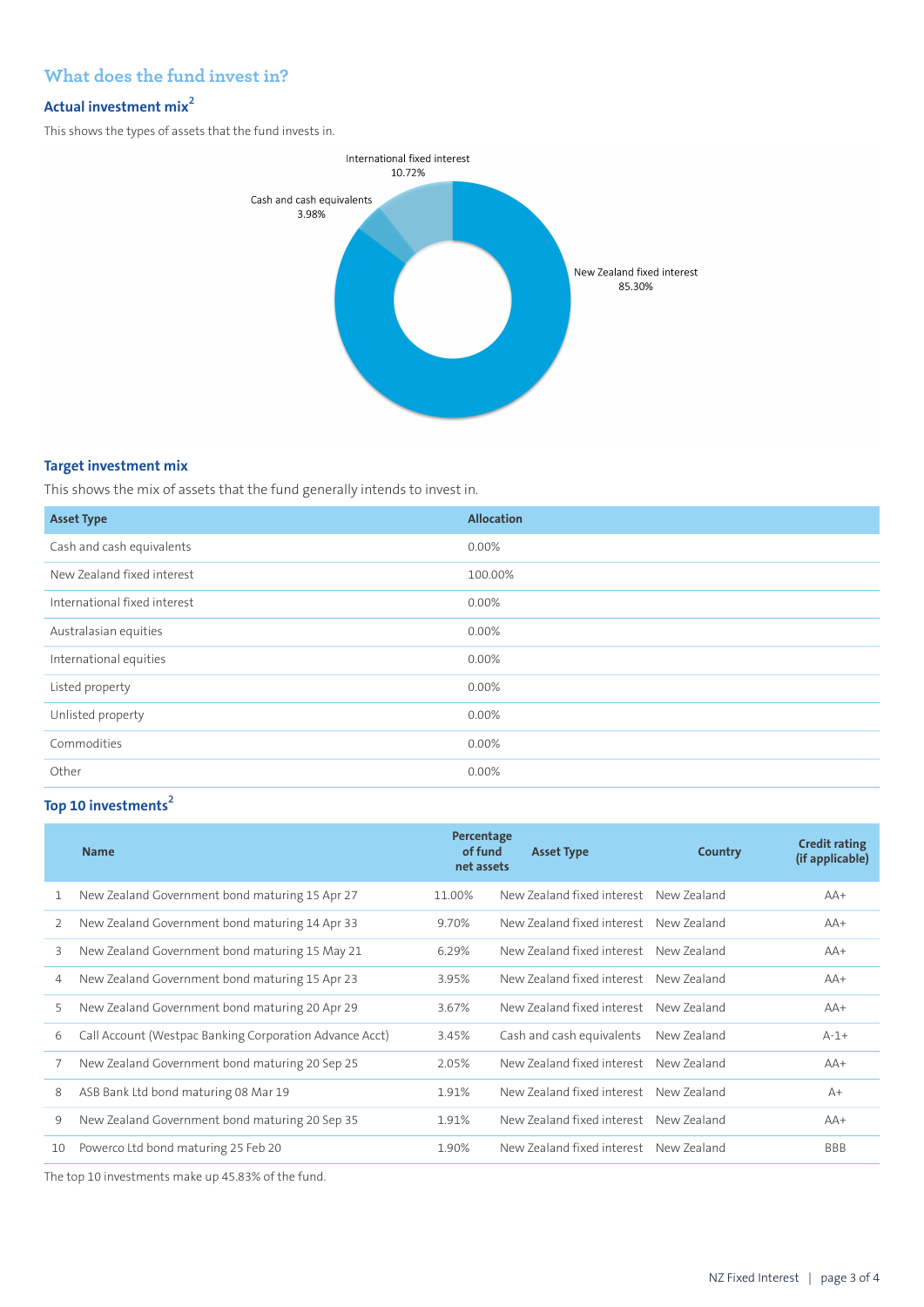## What does the fund invest in?

### Actual investment mix[2]

This shows the types of assets that the fund invests in.

International fixed interest 10.72%

Cash and cash equivalents 3.98%

New Zealand fixed interest 85.30%

### Target investment mix

This shows the mix of assets that the fund generally intends to invest in.

| Asset Type | Allocation |
|---|---|
| Cash and cash equivalents | 0.00% |
| New Zealand fixed interest | 100.00% |
| International fixed interest | 0.00% |
| Australasian equities | 0.00% |
| International equities | 0.00% |
| Listed property | 0.00% |
| Unlisted property | 0.00% |
| Commodities | 0.00% |
| Other | 0.00% |

### Top 10 investments[2]

| | Name | Percentage of fund net assets | Asset Type | Country | Credit rating (if applicable) |
|---|---|---|---|---|---|
| 1 | New Zealand Government bond maturing 15 Apr 27 | 11.00% | New Zealand fixed interest | New Zealand | AA+ |
| 2 | New Zealand Government bond maturing 14 Apr 33 | 9.70% | New Zealand fixed interest | New Zealand | AA+ |
| 3 | New Zealand Government bond maturing 15 May 21 | 6.29% | New Zealand fixed interest | New Zealand | AA+ |
| 4 | New Zealand Government bond maturing 15 Apr 23 | 3.95% | New Zealand fixed interest | New Zealand | AA+ |
| 5 | New Zealand Government bond maturing 20 Apr 29 | 3.67% | New Zealand fixed interest | New Zealand | AA+ |
| 6 | Call Account (Westpac Banking Corporation Advance Acct) | 3.45% | Cash and cash equivalents | New Zealand | A-1+ |
| 7 | New Zealand Government bond maturing 20 Sep 25 | 2.05% | New Zealand fixed interest | New Zealand | AA+ |
| 8 | ASB Bank Ltd bond maturing 08 Mar 19 | 1.91% | New Zealand fixed interest | New Zealand | A+ |
| 9 | New Zealand Government bond maturing 20 Sep 35 | 1.91% | New Zealand fixed interest | New Zealand | AA+ |
| 10 | Powerco Ltd bond maturing 25 Feb 20 | 1.90% | New Zealand fixed interest | New Zealand | BBB |

The top 10 investments make up 45.83% of the fund.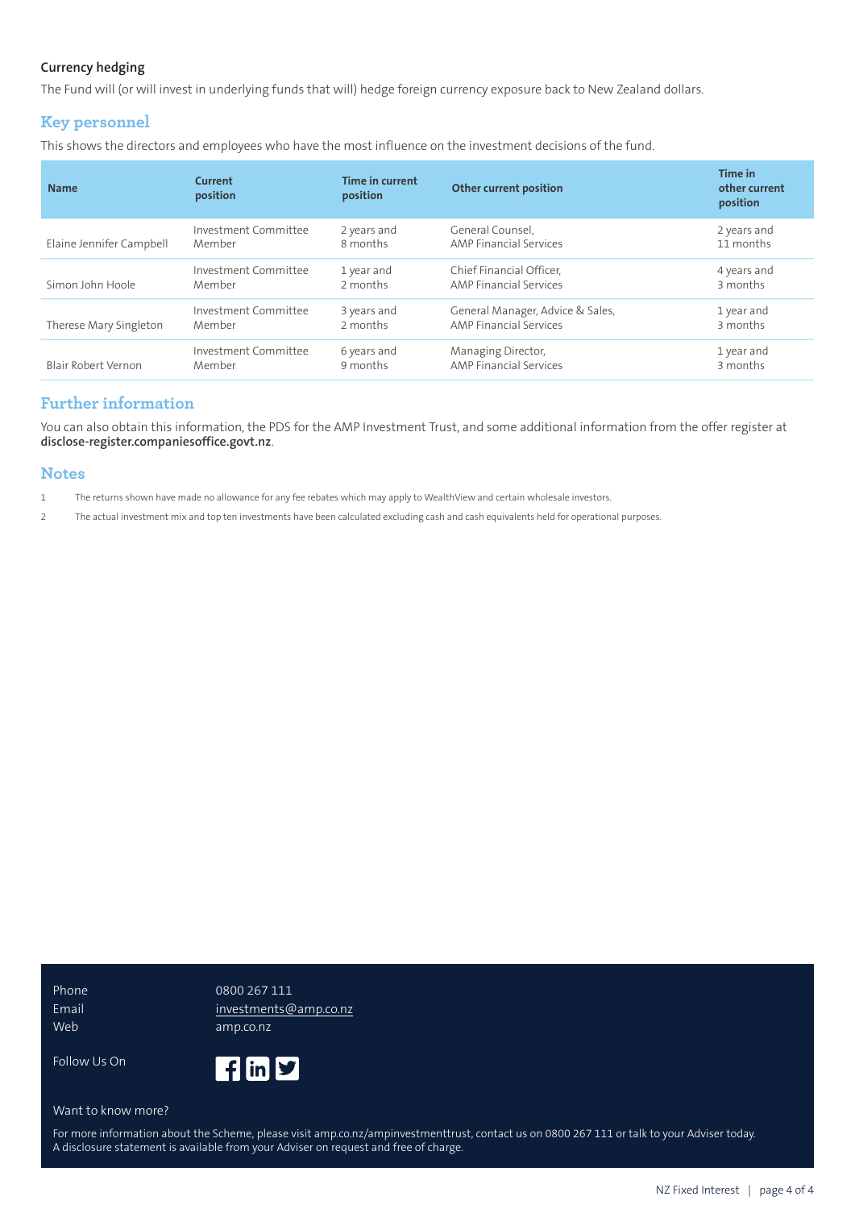**Currency hedging**

The Fund will (or will invest in underlying funds that will) hedge foreign currency exposure back to New Zealand dollars.

## Key personnel

This shows the directors and employees who have the most influence on the investment decisions of the fund.

| Name | Current position | Time in current position | Other current position | Time in other current position |
|---|---|---|---|---|
| Elaine Jennifer Campbell | Investment Committee Member | 2 years and 8 months | General Counsel, AMP Financial Services | 2 years and 11 months |
| Simon John Hoole | Investment Committee Member | 1 year and 2 months | Chief Financial Officer, AMP Financial Services | 4 years and 3 months |
| Therese Mary Singleton | Investment Committee Member | 3 years and 2 months | General Manager, Advice & Sales, AMP Financial Services | 1 year and 3 months |
| Blair Robert Vernon | Investment Committee Member | 6 years and 9 months | Managing Director, AMP Financial Services | 1 year and 3 months |

## Further information

You can also obtain this information, the PDS for the AMP Investment Trust, and some additional information from the offer register at **disclose-register.companiesoffice.govt.nz**.

## Notes

1. The returns shown have made no allowance for any fee rebates which may apply to WealthView and certain wholesale investors.
2. The actual investment mix and top ten investments have been calculated excluding cash and cash equivalents held for operational purposes.

Phone 0800 267 111
Email investments@amp.co.nz
Web amp.co.nz

Follow Us On

Want to know more?

For more information about the Scheme, please visit amp.co.nz/ampinvestmenttrust, contact us on 0800 267 111 or talk to your Adviser today. A disclosure statement is available from your Adviser on request and free of charge.